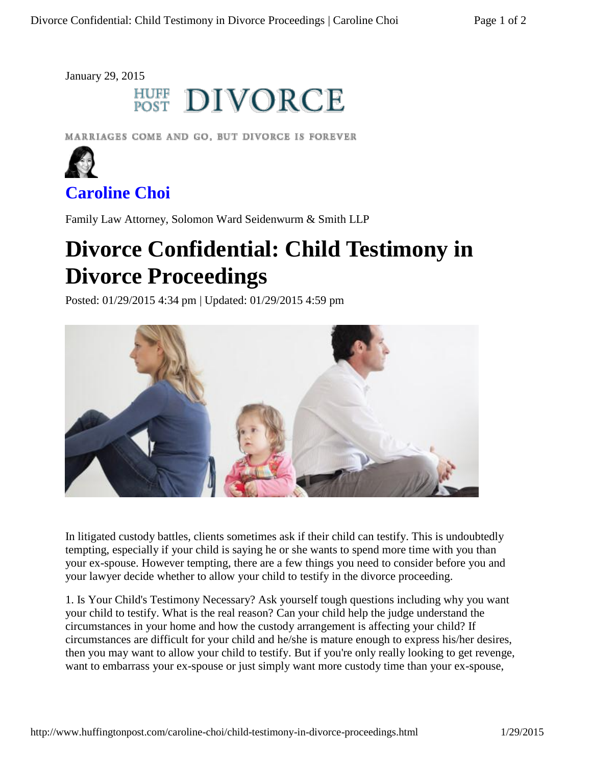January 29, 2015

HUFF POST DIVORCE

MARRIAGES COME AND GO, BUT DIVORCE IS FOREVER

## Caroline Choi

Family Law Attorney, Solomon Ward Seidenwurm & Smith LLP

# Divorce Confidential: Child Testimony in Divorce Proceedings

Posted: 01/29/2015 4:34 pm | Updated: 01/29/2015 4:59 pm

In litigated custody battles, clients sometimes ask if their child can testify. This is undoubtedly tempting, especially if your child is saying he or she wants to spend more time with you than your ex-spouse. However tempting, there are a few things you need to consider before you and your lawyer decide whether to allow your child to testify in the divorce proceeding.

1. Is Your Child's Testimony Necessary? Ask yourself tough questions including why you want your child to testify. What is the real reason? Can your child help the judge understand the circumstances in your home and how the custody arrangement is affecting your child? If circumstances are difficult for your child and he/she is mature enough to express his/her desires, then you may want to allow your child to testify. But if you're only really looking to get revenge, want to embarrass your ex-spouse or just simply want more custody time than your ex-spouse,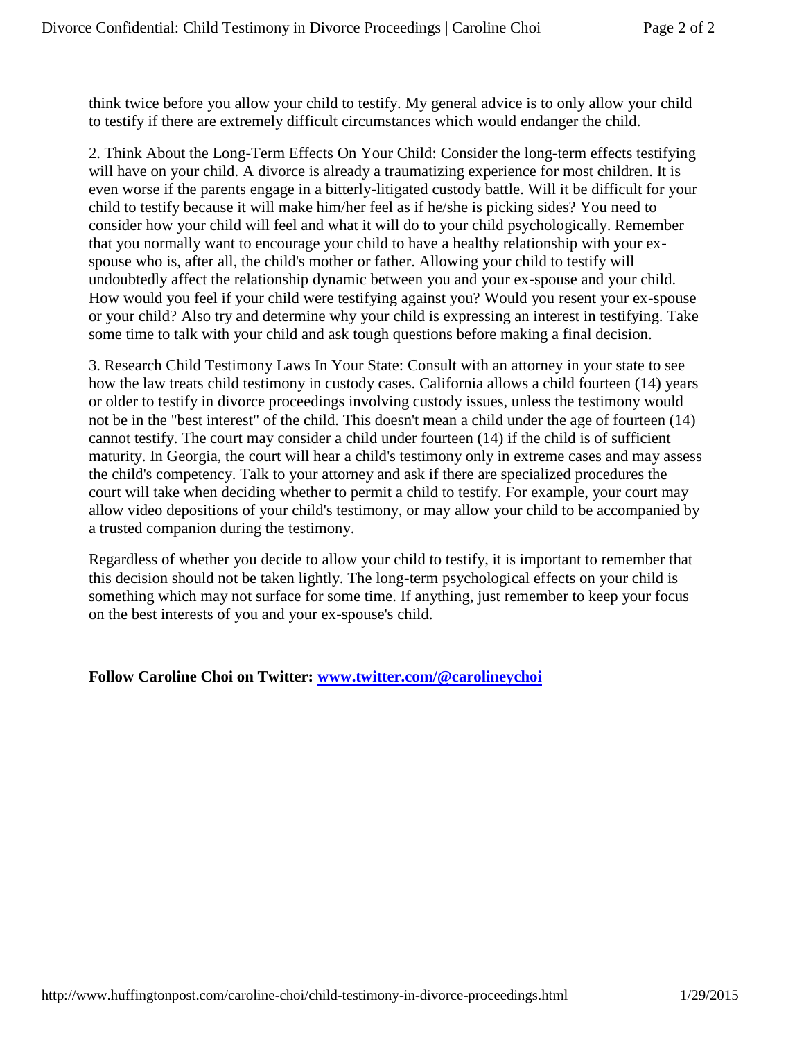think twice before you allow your child to testify. My general advice is to only allow your child to testify if there are extremely difficult circumstances which would endanger the child.

2. Think About the Long-Term Effects On Your Child: Consider the long-term effects testifying will have on your child. A divorce is already a traumatizing experience for most children. It is even worse if the parents engage in a bitterly-litigated custody battle. Will it be difficult for your child to testify because it will make him/her feel as if he/she is picking sides? You need to consider how your child will feel and what it will do to your child psychologically. Remember that you normally want to encourage your child to have a healthy relationship with your ex-spouse who is, after all, the child's mother or father. Allowing your child to testify will undoubtedly affect the relationship dynamic between you and your ex-spouse and your child. How would you feel if your child were testifying against you? Would you resent your ex-spouse or your child? Also try and determine why your child is expressing an interest in testifying. Take some time to talk with your child and ask tough questions before making a final decision.

3. Research Child Testimony Laws In Your State: Consult with an attorney in your state to see how the law treats child testimony in custody cases. California allows a child fourteen (14) years or older to testify in divorce proceedings involving custody issues, unless the testimony would not be in the "best interest" of the child. This doesn't mean a child under the age of fourteen (14) cannot testify. The court may consider a child under fourteen (14) if the child is of sufficient maturity. In Georgia, the court will hear a child's testimony only in extreme cases and may assess the child's competency. Talk to your attorney and ask if there are specialized procedures the court will take when deciding whether to permit a child to testify. For example, your court may allow video depositions of your child's testimony, or may allow your child to be accompanied by a trusted companion during the testimony.

Regardless of whether you decide to allow your child to testify, it is important to remember that this decision should not be taken lightly. The long-term psychological effects on your child is something which may not surface for some time. If anything, just remember to keep your focus on the best interests of you and your ex-spouse's child.

**Follow Caroline Choi on Twitter: [www.twitter.com/@carolineychoi](www.twitter.com/@carolineychoi)**